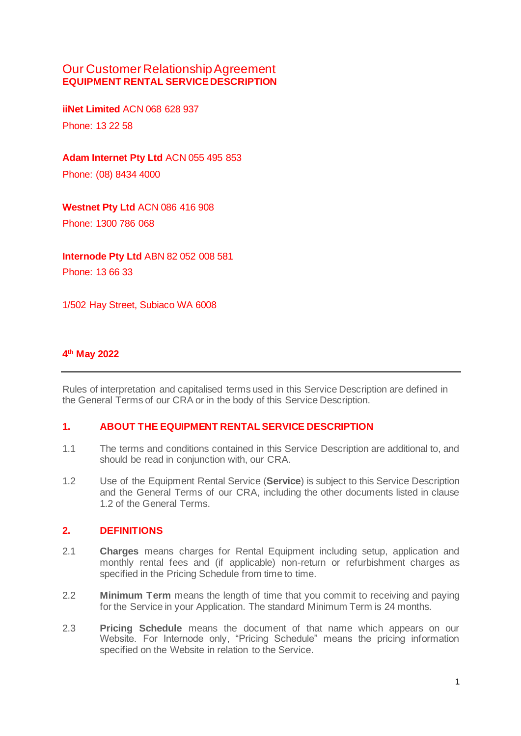# Our Customer Relationship Agreement
## EQUIPMENT RENTAL SERVICE DESCRIPTION

**iiNet Limited** ACN 068 628 937

Phone: 13 22 58

**Adam Internet Pty Ltd** ACN 055 495 853

Phone: (08) 8434 4000

**Westnet Pty Ltd** ACN 086 416 908

Phone: 1300 786 068

**Internode Pty Ltd** ABN 82 052 008 581

Phone: 13 66 33

1/502 Hay Street, Subiaco WA 6008

**4th May 2022**

---

Rules of interpretation and capitalised terms used in this Service Description are defined in the General Terms of our CRA or in the body of this Service Description.

## 1. ABOUT THE EQUIPMENT RENTAL SERVICE DESCRIPTION

1.1 The terms and conditions contained in this Service Description are additional to, and should be read in conjunction with, our CRA.

1.2 Use of the Equipment Rental Service (**Service**) is subject to this Service Description and the General Terms of our CRA, including the other documents listed in clause 1.2 of the General Terms.

## 2. DEFINITIONS

2.1 **Charges** means charges for Rental Equipment including setup, application and monthly rental fees and (if applicable) non-return or refurbishment charges as specified in the Pricing Schedule from time to time.

2.2 **Minimum Term** means the length of time that you commit to receiving and paying for the Service in your Application. The standard Minimum Term is 24 months.

2.3 **Pricing Schedule** means the document of that name which appears on our Website. For Internode only, "Pricing Schedule" means the pricing information specified on the Website in relation to the Service.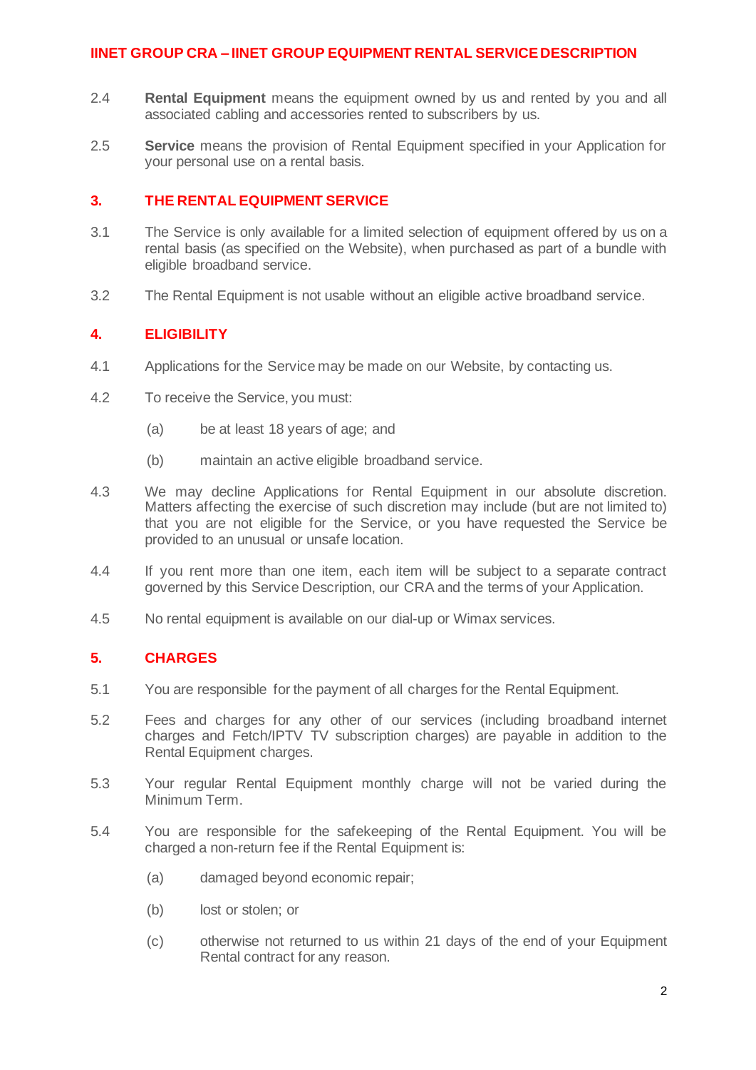2.4 **Rental Equipment** means the equipment owned by us and rented by you and all associated cabling and accessories rented to subscribers by us.

2.5 **Service** means the provision of Rental Equipment specified in your Application for your personal use on a rental basis.

## 3. THE RENTAL EQUIPMENT SERVICE

3.1 The Service is only available for a limited selection of equipment offered by us on a rental basis (as specified on the Website), when purchased as part of a bundle with eligible broadband service.

3.2 The Rental Equipment is not usable without an eligible active broadband service.

## 4. ELIGIBILITY

4.1 Applications for the Service may be made on our Website, by contacting us.

4.2 To receive the Service, you must:

(a) be at least 18 years of age; and

(b) maintain an active eligible broadband service.

4.3 We may decline Applications for Rental Equipment in our absolute discretion. Matters affecting the exercise of such discretion may include (but are not limited to) that you are not eligible for the Service, or you have requested the Service be provided to an unusual or unsafe location.

4.4 If you rent more than one item, each item will be subject to a separate contract governed by this Service Description, our CRA and the terms of your Application.

4.5 No rental equipment is available on our dial-up or Wimax services.

## 5. CHARGES

5.1 You are responsible for the payment of all charges for the Rental Equipment.

5.2 Fees and charges for any other of our services (including broadband internet charges and Fetch/IPTV TV subscription charges) are payable in addition to the Rental Equipment charges.

5.3 Your regular Rental Equipment monthly charge will not be varied during the Minimum Term.

5.4 You are responsible for the safekeeping of the Rental Equipment. You will be charged a non-return fee if the Rental Equipment is:

(a) damaged beyond economic repair;

(b) lost or stolen; or

(c) otherwise not returned to us within 21 days of the end of your Equipment Rental contract for any reason.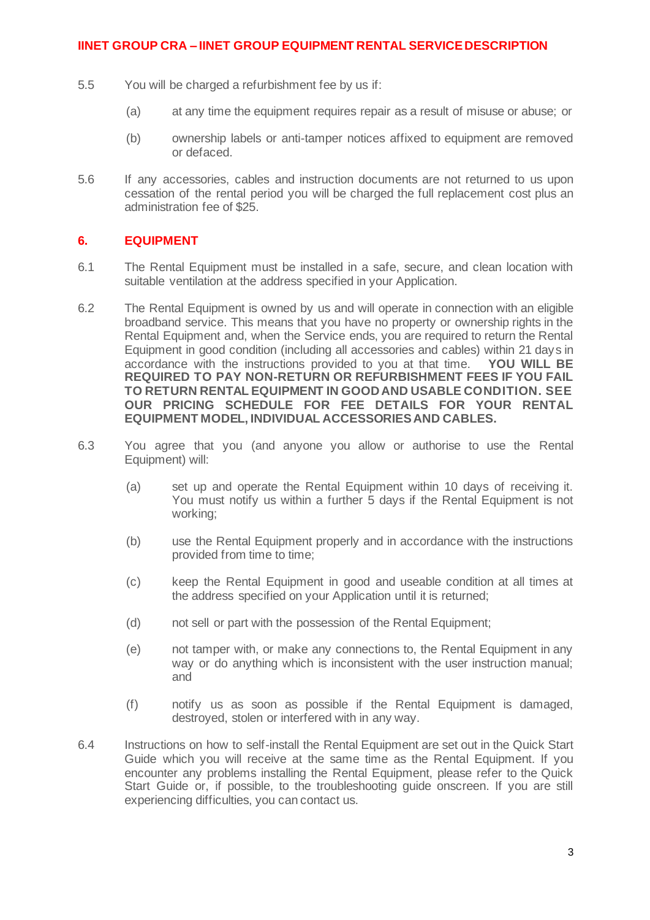5.5 You will be charged a refurbishment fee by us if:

(a) at any time the equipment requires repair as a result of misuse or abuse; or

(b) ownership labels or anti-tamper notices affixed to equipment are removed or defaced.

5.6 If any accessories, cables and instruction documents are not returned to us upon cessation of the rental period you will be charged the full replacement cost plus an administration fee of $25.

## 6. EQUIPMENT

6.1 The Rental Equipment must be installed in a safe, secure, and clean location with suitable ventilation at the address specified in your Application.

6.2 The Rental Equipment is owned by us and will operate in connection with an eligible broadband service. This means that you have no property or ownership rights in the Rental Equipment and, when the Service ends, you are required to return the Rental Equipment in good condition (including all accessories and cables) within 21 days in accordance with the instructions provided to you at that time. **YOU WILL BE REQUIRED TO PAY NON-RETURN OR REFURBISHMENT FEES IF YOU FAIL TO RETURN RENTAL EQUIPMENT IN GOOD AND USABLE CONDITION. SEE OUR PRICING SCHEDULE FOR FEE DETAILS FOR YOUR RENTAL EQUIPMENT MODEL, INDIVIDUAL ACCESSORIES AND CABLES.**

6.3 You agree that you (and anyone you allow or authorise to use the Rental Equipment) will:

(a) set up and operate the Rental Equipment within 10 days of receiving it. You must notify us within a further 5 days if the Rental Equipment is not working;

(b) use the Rental Equipment properly and in accordance with the instructions provided from time to time;

(c) keep the Rental Equipment in good and useable condition at all times at the address specified on your Application until it is returned;

(d) not sell or part with the possession of the Rental Equipment;

(e) not tamper with, or make any connections to, the Rental Equipment in any way or do anything which is inconsistent with the user instruction manual; and

(f) notify us as soon as possible if the Rental Equipment is damaged, destroyed, stolen or interfered with in any way.

6.4 Instructions on how to self-install the Rental Equipment are set out in the Quick Start Guide which you will receive at the same time as the Rental Equipment. If you encounter any problems installing the Rental Equipment, please refer to the Quick Start Guide or, if possible, to the troubleshooting guide onscreen. If you are still experiencing difficulties, you can contact us.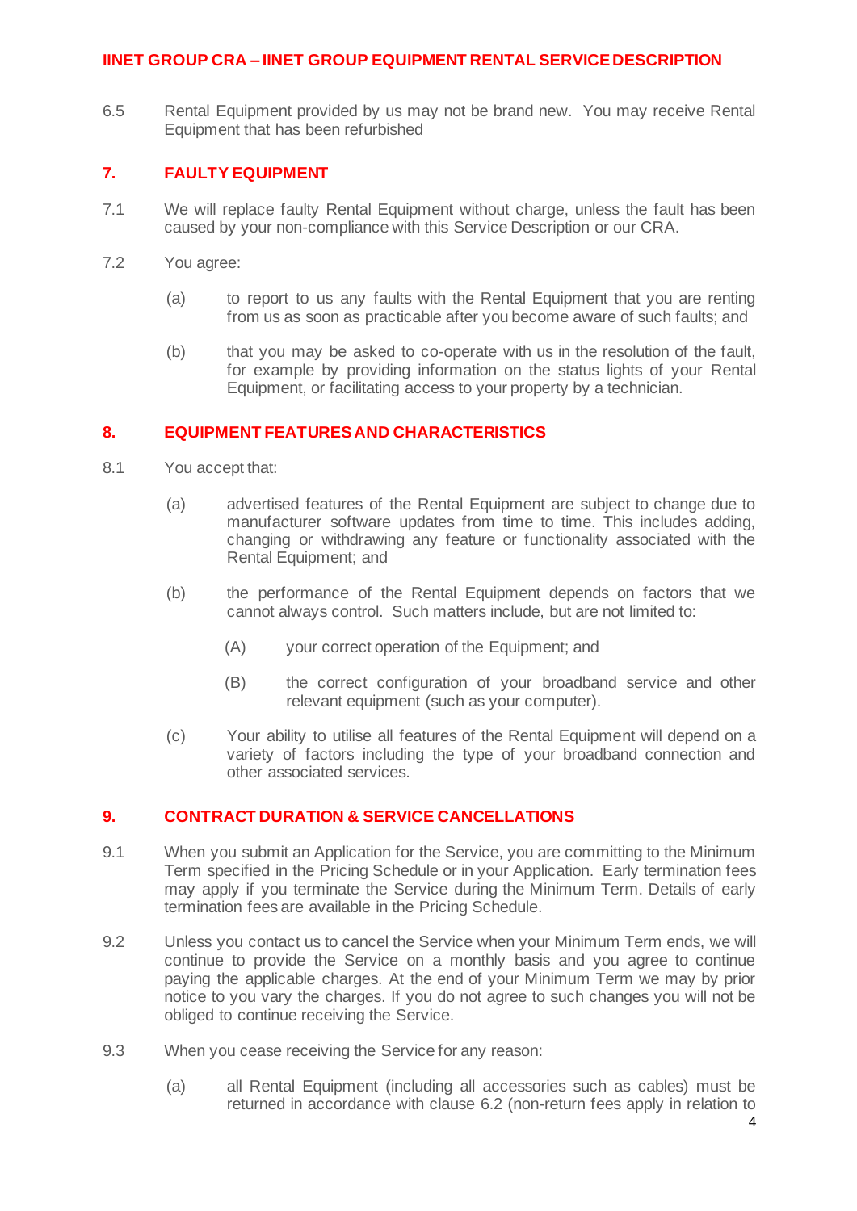6.5 Rental Equipment provided by us may not be brand new. You may receive Rental Equipment that has been refurbished

## 7. FAULTY EQUIPMENT

7.1 We will replace faulty Rental Equipment without charge, unless the fault has been caused by your non-compliance with this Service Description or our CRA.

7.2 You agree:

(a) to report to us any faults with the Rental Equipment that you are renting from us as soon as practicable after you become aware of such faults; and

(b) that you may be asked to co-operate with us in the resolution of the fault, for example by providing information on the status lights of your Rental Equipment, or facilitating access to your property by a technician.

## 8. EQUIPMENT FEATURES AND CHARACTERISTICS

8.1 You accept that:

(a) advertised features of the Rental Equipment are subject to change due to manufacturer software updates from time to time. This includes adding, changing or withdrawing any feature or functionality associated with the Rental Equipment; and

(b) the performance of the Rental Equipment depends on factors that we cannot always control. Such matters include, but are not limited to:

(A) your correct operation of the Equipment; and

(B) the correct configuration of your broadband service and other relevant equipment (such as your computer).

(c) Your ability to utilise all features of the Rental Equipment will depend on a variety of factors including the type of your broadband connection and other associated services.

## 9. CONTRACT DURATION & SERVICE CANCELLATIONS

9.1 When you submit an Application for the Service, you are committing to the Minimum Term specified in the Pricing Schedule or in your Application. Early termination fees may apply if you terminate the Service during the Minimum Term. Details of early termination fees are available in the Pricing Schedule.

9.2 Unless you contact us to cancel the Service when your Minimum Term ends, we will continue to provide the Service on a monthly basis and you agree to continue paying the applicable charges. At the end of your Minimum Term we may by prior notice to you vary the charges. If you do not agree to such changes you will not be obliged to continue receiving the Service.

9.3 When you cease receiving the Service for any reason:

(a) all Rental Equipment (including all accessories such as cables) must be returned in accordance with clause 6.2 (non-return fees apply in relation to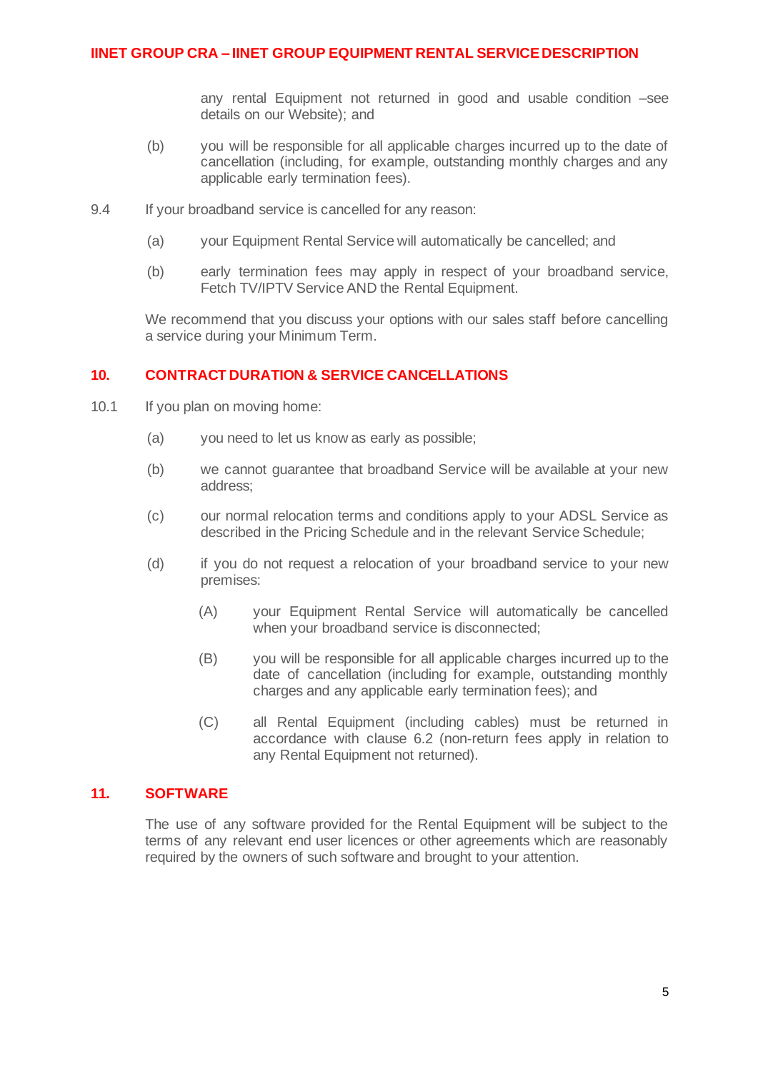any rental Equipment not returned in good and usable condition –see details on our Website); and

(b) you will be responsible for all applicable charges incurred up to the date of cancellation (including, for example, outstanding monthly charges and any applicable early termination fees).

9.4 If your broadband service is cancelled for any reason:

(a) your Equipment Rental Service will automatically be cancelled; and

(b) early termination fees may apply in respect of your broadband service, Fetch TV/IPTV Service AND the Rental Equipment.

We recommend that you discuss your options with our sales staff before cancelling a service during your Minimum Term.

## 10. CONTRACT DURATION & SERVICE CANCELLATIONS

10.1 If you plan on moving home:

(a) you need to let us know as early as possible;

(b) we cannot guarantee that broadband Service will be available at your new address;

(c) our normal relocation terms and conditions apply to your ADSL Service as described in the Pricing Schedule and in the relevant Service Schedule;

(d) if you do not request a relocation of your broadband service to your new premises:

(A) your Equipment Rental Service will automatically be cancelled when your broadband service is disconnected;

(B) you will be responsible for all applicable charges incurred up to the date of cancellation (including for example, outstanding monthly charges and any applicable early termination fees); and

(C) all Rental Equipment (including cables) must be returned in accordance with clause 6.2 (non-return fees apply in relation to any Rental Equipment not returned).

## 11. SOFTWARE

The use of any software provided for the Rental Equipment will be subject to the terms of any relevant end user licences or other agreements which are reasonably required by the owners of such software and brought to your attention.